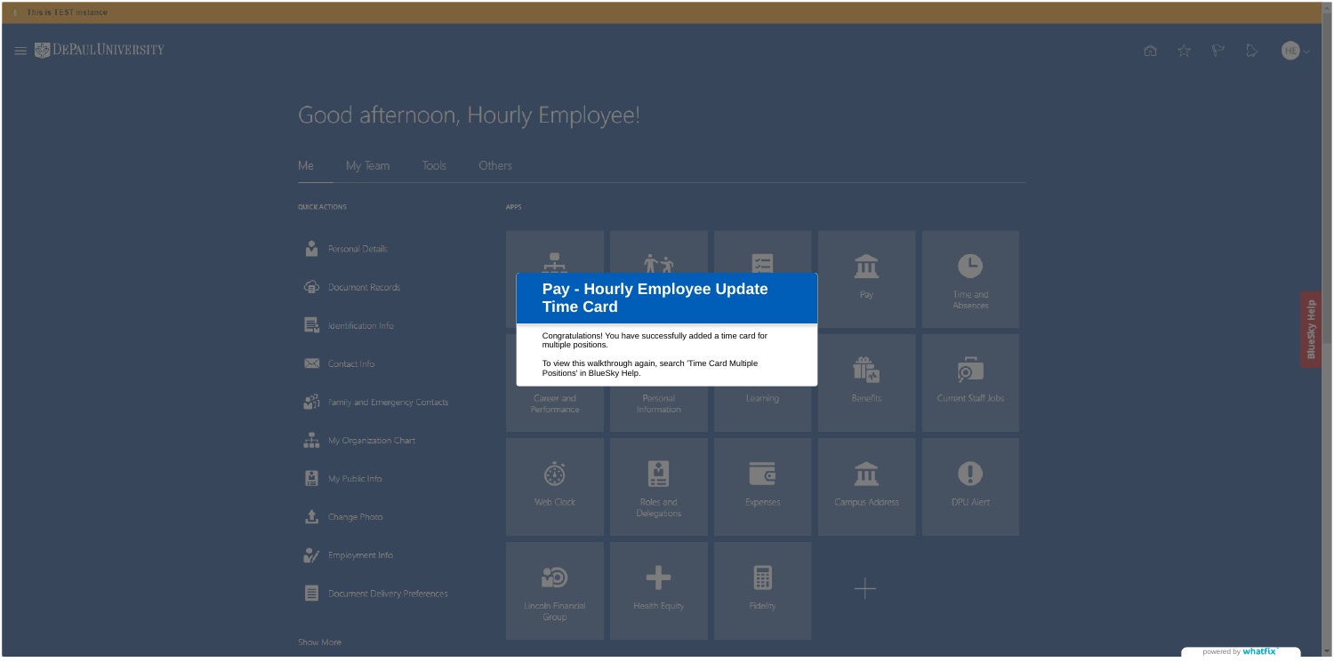This is TEST instance

DePaul University

# Good afternoon, Hourly Employee!

Me | My Team | Tools | Others

QUICK ACTIONS

- Personal Details
- Document Records
- Identification Info
- Contact Info
- Family and Emergency Contacts
- My Organization Chart
- My Public Info
- Change Photo
- Employment Info
- Document Delivery Preferences

Show More

APPS

- Pay
- Time and Absences
- Career and Performance
- Personal Information
- Learning
- Benefits
- Current Staff Jobs
- Web Clock
- Roles and Delegations
- Expenses
- Campus Address
- DPU Alert
- Lincoln Financial Group
- Health Equity
- Fidelity

## Pay - Hourly Employee Update Time Card

Congratulations! You have successfully added a time card for multiple positions.

To view this walkthrough again, search 'Time Card Multiple Positions' in BlueSky Help.

BlueSky Help

powered by whatfix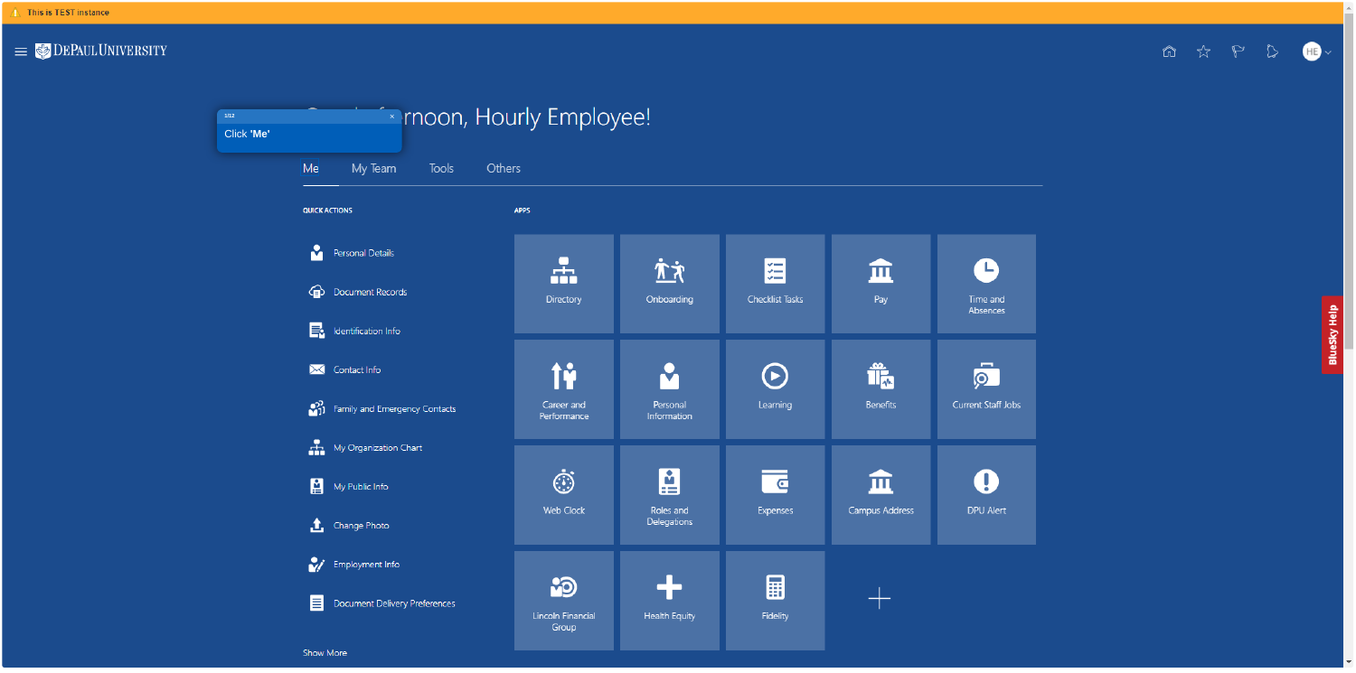This is TEST instance

DePaul University

1/12

Click '**Me**'

Good afternoon, Hourly Employee!

Me | My Team | Tools | Others

**QUICK ACTIONS**

- Personal Details
- Document Records
- Identification Info
- Contact Info
- Family and Emergency Contacts
- My Organization Chart
- My Public Info
- Change Photo
- Employment Info
- Document Delivery Preferences

Show More

**APPS**

- Directory
- Onboarding
- Checklist Tasks
- Pay
- Time and Absences
- Career and Performance
- Personal Information
- Learning
- Benefits
- Current Staff Jobs
- Web Clock
- Roles and Delegations
- Expenses
- Campus Address
- DPU Alert
- Lincoln Financial Group
- Health Equity
- Fidelity

BlueSky Help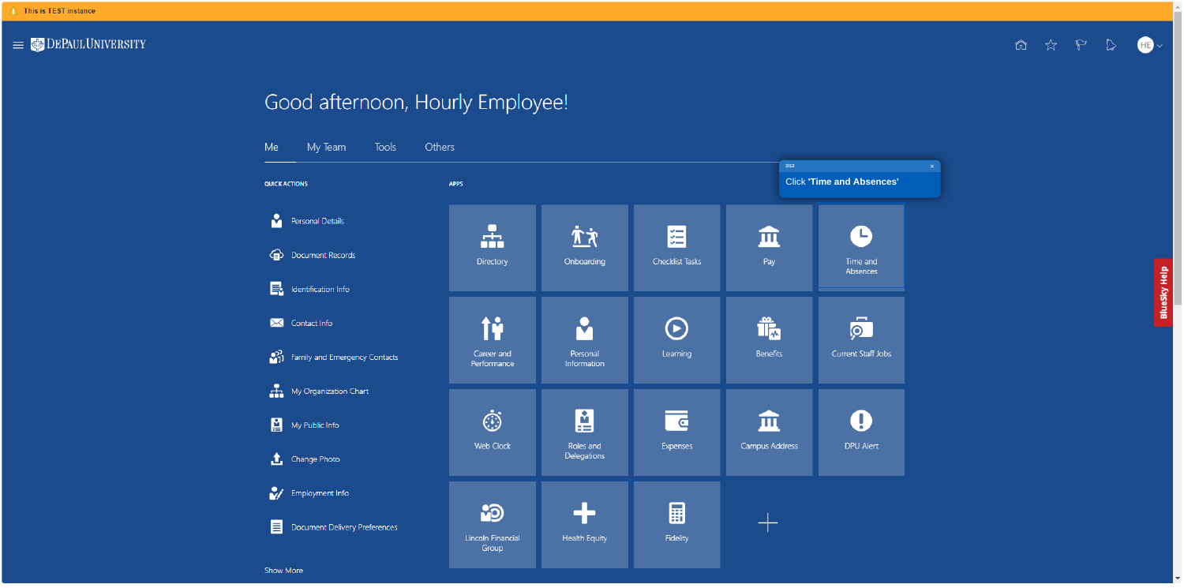This is TEST instance

DePaul University

# Good afternoon, Hourly Employee!

Me | My Team | Tools | Others

2/12

Click **'Time and Absences'**

**QUICK ACTIONS**

- Personal Details
- Document Records
- Identification Info
- Contact Info
- Family and Emergency Contacts
- My Organization Chart
- My Public Info
- Change Photo
- Employment Info
- Document Delivery Preferences

Show More

**APPS**

- Directory
- Onboarding
- Checklist Tasks
- Pay
- Time and Absences
- Career and Performance
- Personal Information
- Learning
- Benefits
- Current Staff Jobs
- Web Clock
- Roles and Delegations
- Expenses
- Campus Address
- DPU Alert
- Lincoln Financial Group
- Health Equity
- Fidelity

BlueSky Help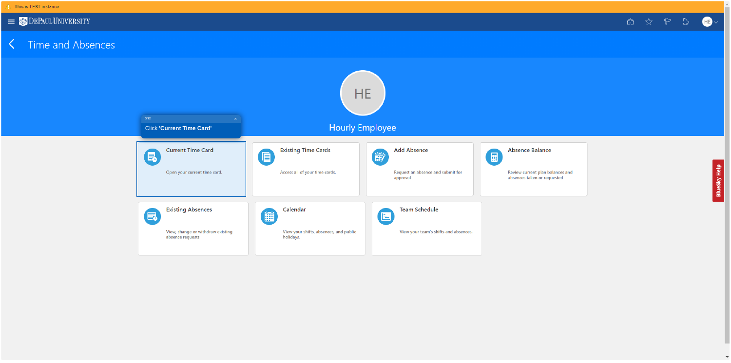This is TEST instance

DePaul University

# Time and Absences

HE

Hourly Employee

3/12

Click **'Current Time Card'**

**Current Time Card**
Open your current time card.

**Existing Time Cards**
Access all of your time cards.

**Add Absence**
Request an absence and submit for approval

**Absence Balance**
Review current plan balances and absences taken or requested

**Existing Absences**
View, change or withdraw existing absence requests

**Calendar**
View your shifts, absences, and public holidays.

**Team Schedule**
View your team's shifts and absences.

BlueSky Help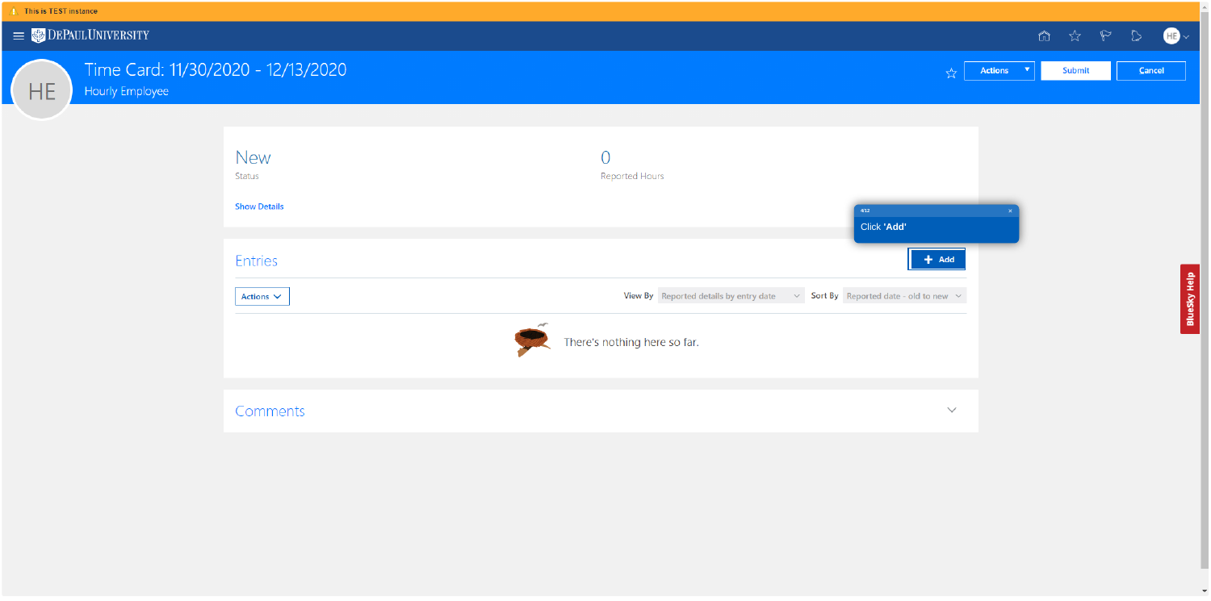This is TEST instance

DePaul University

# Time Card: 11/30/2020 - 12/13/2020

Hourly Employee

Actions | Submit | Cancel

**New**
Status

**0**
Reported Hours

Show Details

4/12

Click **'Add'**

## Entries

+ Add

Actions

View By: Reported details by entry date

Sort By: Reported date - old to new

There's nothing here so far.

## Comments

BlueSky Help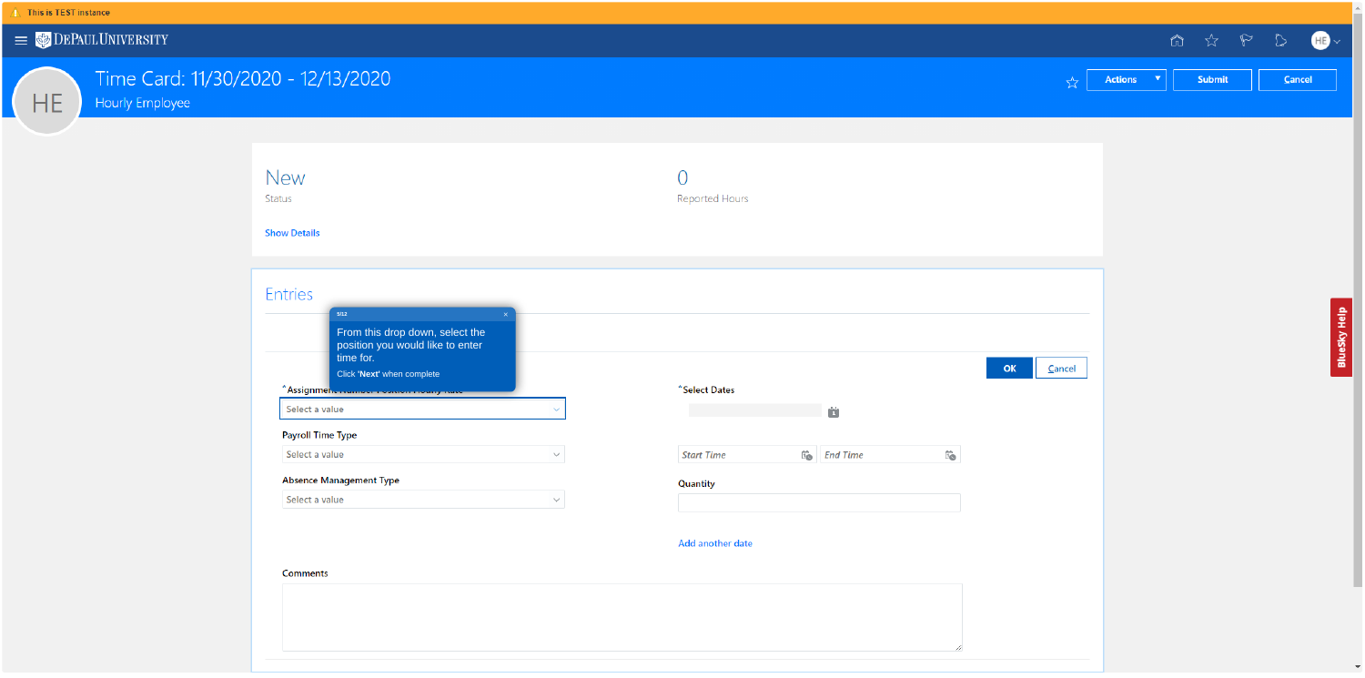This is TEST instance

DEPAUL UNIVERSITY

# Time Card: 11/30/2020 - 12/13/2020

Hourly Employee

Actions | Submit | Cancel

New
Status

0
Reported Hours

Show Details

## Entries

5/12

From this drop down, select the position you would like to enter time for.

Click **'Next'** when complete

OK | Cancel

*Assignment Number Position Hourly Rate

Select a value

Payroll Time Type

Select a value

Absence Management Type

Select a value

*Select Dates

Start Time | End Time

Quantity

Add another date

Comments

BlueSky Help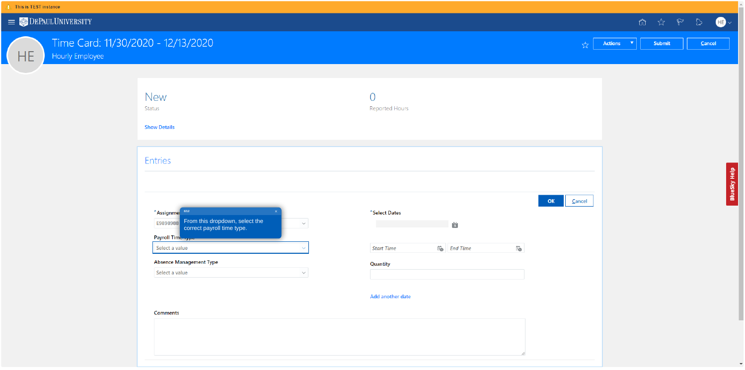This is TEST instance

DePaul University

# Time Card: 11/30/2020 - 12/13/2020

Hourly Employee

Actions | Submit | Cancel

New
Status

0
Reported Hours

Show Details

## Entries

OK | Cancel

*Assignment
E9898988

6/12
From this dropdown, select the correct payroll time type.

Payroll Time Type
Select a value

Absence Management Type
Select a value

*Select Dates

Start Time | End Time

Quantity

Add another date

Comments

BlueSky Help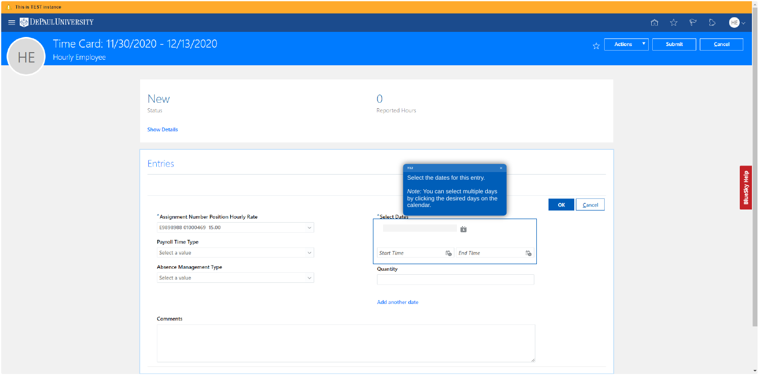This is TEST instance

DEPAUL UNIVERSITY

# Time Card: 11/30/2020 - 12/13/2020

Hourly Employee

Actions | Submit | Cancel

New
Status

0
Reported Hours

Show Details

## Entries

7/12

Select the dates for this entry.

*Note:* You can select multiple days by clicking the desired days on the calendar.

OK | Cancel

*Assignment Number Position Hourly Rate

E9898988 01000469 15.00

Payroll Time Type

Select a value

Absence Management Type

Select a value

*Select Dates

Start Time | End Time

Quantity

Add another date

Comments

BlueSky Help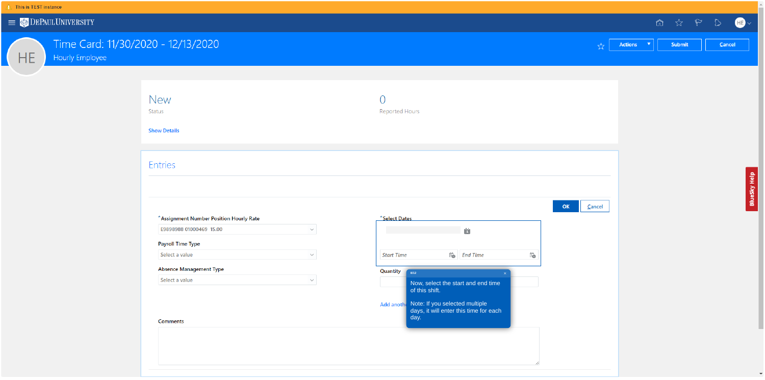⚠ This is TEST instance

DEPAUL UNIVERSITY

# Time Card: 11/30/2020 - 12/13/2020

Hourly Employee

Actions | Submit | Cancel

New
Status

0
Reported Hours

Show Details

## Entries

OK | Cancel

*Assignment Number Position Hourly Rate

E9898988 01000469 15.00

Payroll Time Type

Select a value

Absence Management Type

Select a value

*Select Dates

Start Time | End Time

Quantity

Add anothe

8/12

Now, select the start and end time of this shift.

Note: If you selected multiple days, it will enter this time for each day.

Comments

BlueSky Help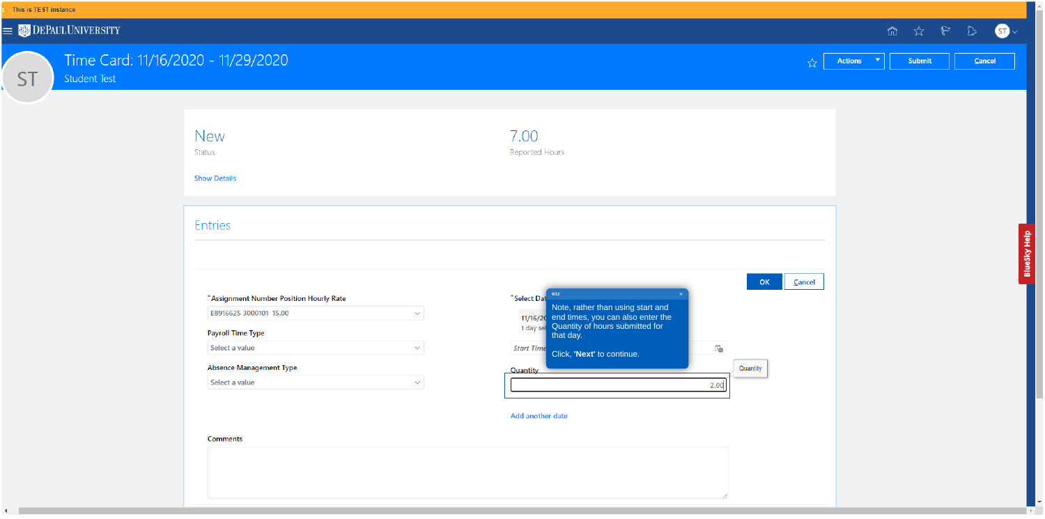This is TEST instance

DePaul University

# Time Card: 11/16/2020 - 11/29/2020

Student Test

Actions | Submit | Cancel

New
Status

7.00
Reported Hours

Show Details

## Entries

OK | Cancel

*Assignment Number Position Hourly Rate

E8916625 3000101 15.00

Payroll Time Type

Select a value

Absence Management Type

Select a value

*Select Date

11/16/20
1 day sel

Start Time

Quantity

2.00

Add another date

Comments

9/12

Note, rather than using start and end times, you can also enter the Quantity of hours submitted for that day.

Click, **'Next'** to continue.

BlueSky Help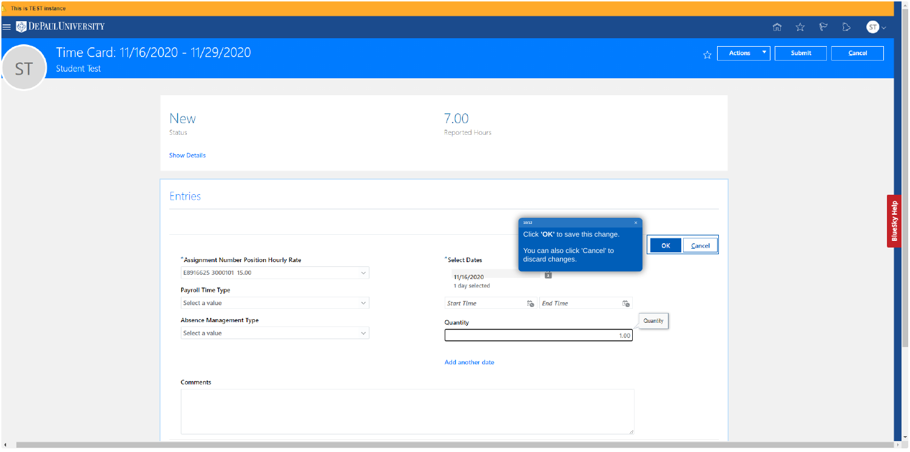This is TEST instance

DePaul University

# Time Card: 11/16/2020 - 11/29/2020

Student Test

Actions | Submit | Cancel

New
Status

7.00
Reported Hours

Show Details

## Entries

10/12

Click **'OK'** to save this change.

You can also click 'Cancel' to discard changes.

OK | Cancel

*Assignment Number Position Hourly Rate

E8916625 3000101 15.00

Payroll Time Type

Select a value

Absence Management Type

Select a value

*Select Dates

11/16/2020
1 day selected

Start Time | End Time

Quantity

1.00

Quantity

Add another date

Comments

BlueSky Help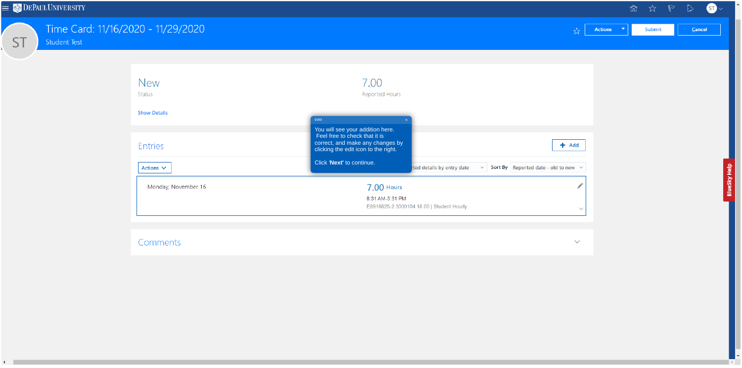DePaulUniversity

# Time Card: 11/16/2020 - 11/29/2020

Student Test

Actions | Submit | Cancel

New
Status

7.00
Reported Hours

Show Details

11/12

You will see your addition here. Feel free to check that it is correct, and make any changes by clicking the edit icon to the right.

Click '**Next**' to continue.

## Entries

+ Add

Actions

rted details by entry date | Sort By | Reported date - old to new

Monday, November 16

7.00 Hours

8:31 AM-3:31 PM

E8916625-2 3000104 18.00 | Student Hourly

## Comments

BlueSky Help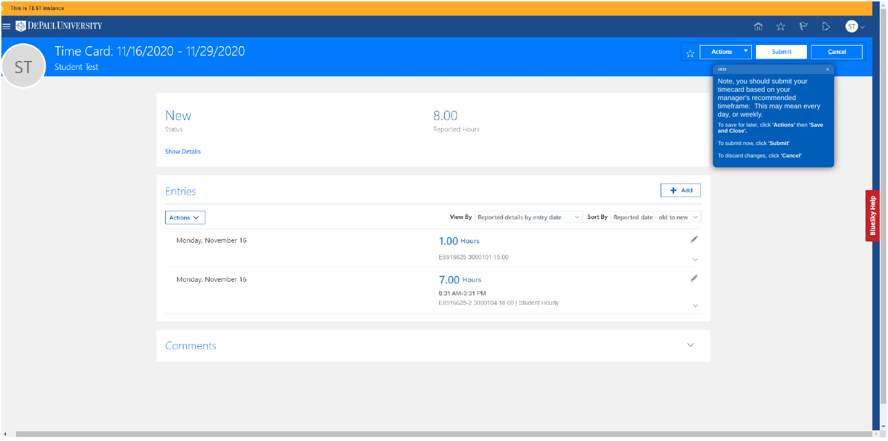This is TEST instance

DePaulUniversity

# Time Card: 11/16/2020 - 11/29/2020

Student Test

Actions | Submit | Cancel

12/12

Note, you should submit your timecard based on your manager's recommended timeframe. This may mean every day, or weekly.

To save for later, click **'Actions'** then **'Save and Close'.**

To submit now, click **'Submit'**

To discard changes, click **'Cancel'**

New
Status

8.00
Reported Hours

Show Details

## Entries

+ Add

Actions

View By: Reported details by entry date | Sort By: Reported date - old to new

| Date | Entry |
|---|---|
| Monday, November 16 | 1.00 Hours<br>E8916625 3000101 15.00 |
| Monday, November 16 | 7.00 Hours<br>8:31 AM-3:31 PM<br>E8916625-2 3000104 18.00 \| Student Hourly |

## Comments

BlueSky Help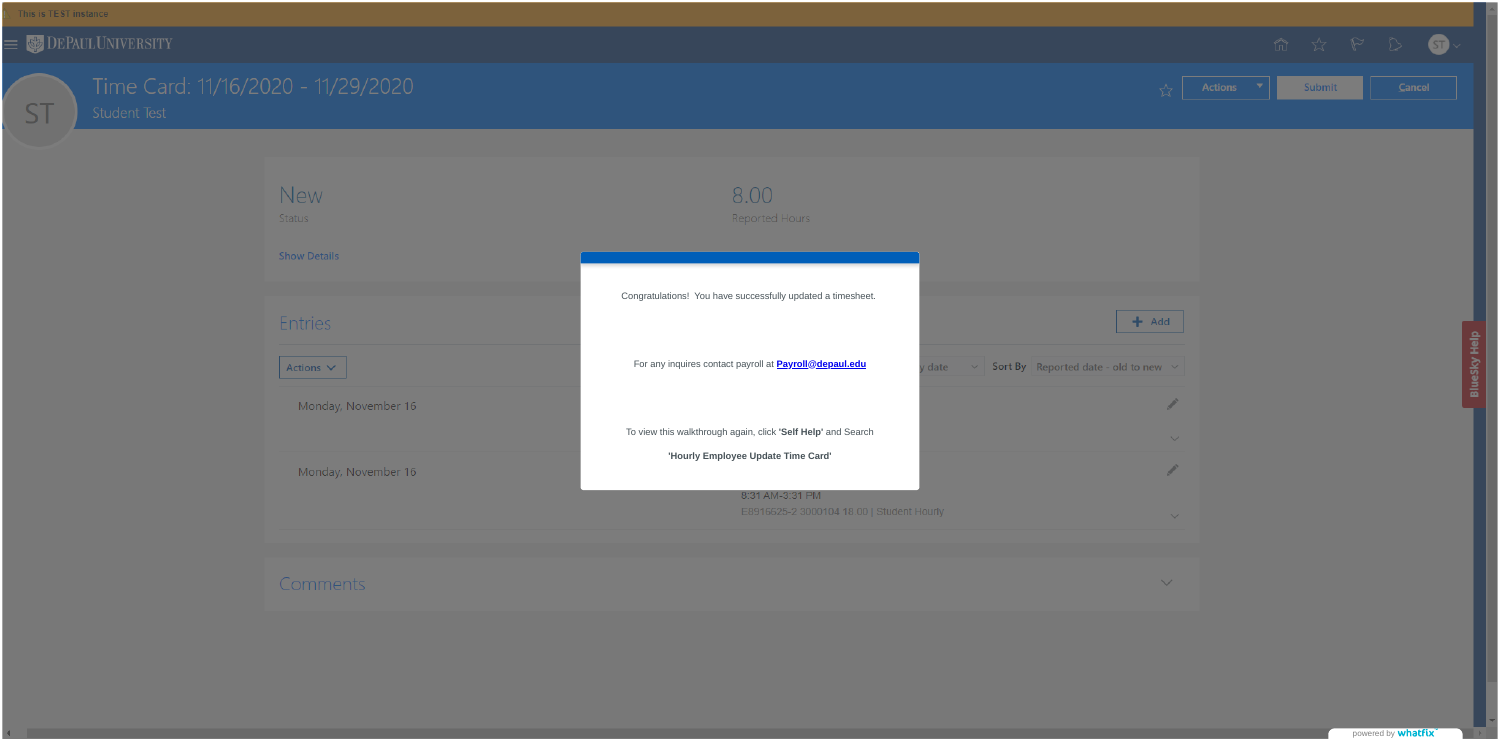This is TEST instance

DEPAUL UNIVERSITY

# Time Card: 11/16/2020 - 11/29/2020

Student Test

Actions | Submit | Cancel

New
Status

8.00
Reported Hours

Show Details

## Entries

Actions

Add

Sort By: Reported date - old to new

Monday, November 16

Monday, November 16

8:31 AM-3:31 PM
E8916525-2 3000104 18.00 | Student Hourly

## Comments

Congratulations! You have successfully updated a timesheet.

For any inquires contact payroll at **Payroll@depaul.edu**

To view this walkthrough again, click **'Self Help'** and Search

**'Hourly Employee Update Time Card'**

BlueSky Help

powered by whatfix